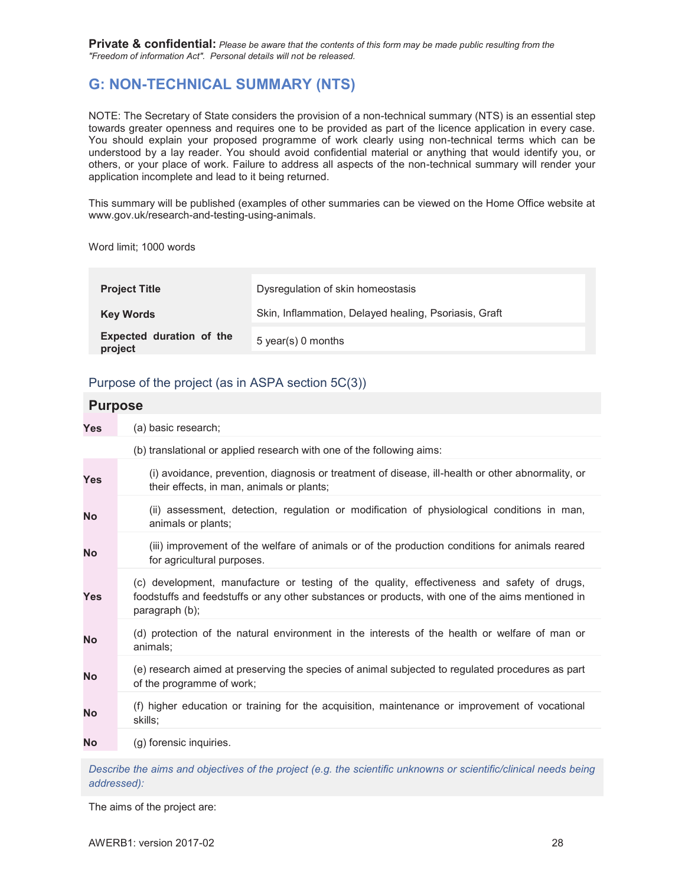**Private & confidential:** *Please be aware that the contents of this form may be made public resulting from the "Freedom of information Act". Personal details will not be released.*

## G: NON-TECHNICAL SUMMARY (NTS)

NOTE: The Secretary of State considers the provision of a non-technical summary (NTS) is an essential step towards greater openness and requires one to be provided as part of the licence application in every case. You should explain your proposed programme of work clearly using non-technical terms which can be understood by a lay reader. You should avoid confidential material or anything that would identify you, or others, or your place of work. Failure to address all aspects of the non-technical summary will render your application incomplete and lead to it being returned.

This summary will be published (examples of other summaries can be viewed on the Home Office website at www.gov.uk/research-and-testing-using-animals.

Word limit; 1000 words

| | |
|---|---|
| **Project Title** | Dysregulation of skin homeostasis |
| **Key Words** | Skin, Inflammation, Delayed healing, Psoriasis, Graft |
| **Expected duration of the project** | 5 year(s) 0 months |

### Purpose of the project (as in ASPA section 5C(3))

| **Purpose** | |
|---|---|
| Yes | (a) basic research; |
| | (b) translational or applied research with one of the following aims: |
| Yes | (i) avoidance, prevention, diagnosis or treatment of disease, ill-health or other abnormality, or their effects, in man, animals or plants; |
| No | (ii) assessment, detection, regulation or modification of physiological conditions in man, animals or plants; |
| No | (iii) improvement of the welfare of animals or of the production conditions for animals reared for agricultural purposes. |
| Yes | (c) development, manufacture or testing of the quality, effectiveness and safety of drugs, foodstuffs and feedstuffs or any other substances or products, with one of the aims mentioned in paragraph (b); |
| No | (d) protection of the natural environment in the interests of the health or welfare of man or animals; |
| No | (e) research aimed at preserving the species of animal subjected to regulated procedures as part of the programme of work; |
| No | (f) higher education or training for the acquisition, maintenance or improvement of vocational skills; |
| No | (g) forensic inquiries. |

*Describe the aims and objectives of the project (e.g. the scientific unknowns or scientific/clinical needs being addressed):*

The aims of the project are: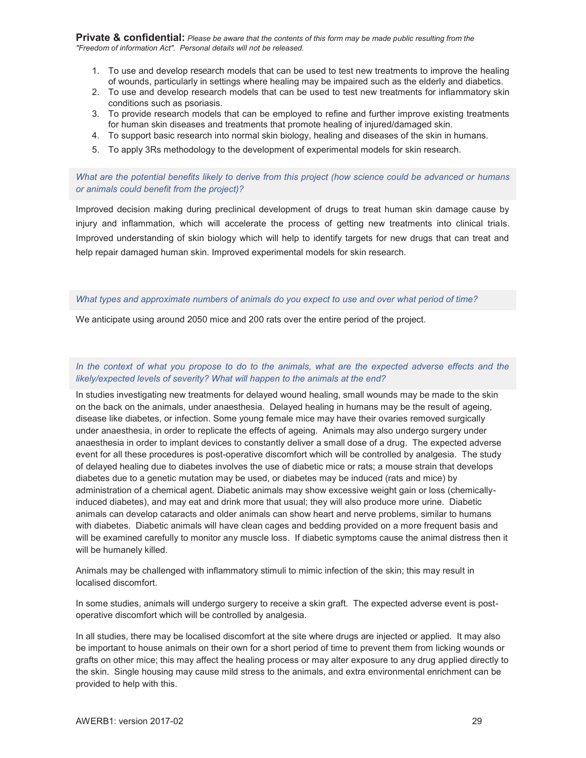**Private & confidential:** *Please be aware that the contents of this form may be made public resulting from the "Freedom of information Act". Personal details will not be released.*

1. To use and develop research models that can be used to test new treatments to improve the healing of wounds, particularly in settings where healing may be impaired such as the elderly and diabetics.
2. To use and develop research models that can be used to test new treatments for inflammatory skin conditions such as psoriasis.
3. To provide research models that can be employed to refine and further improve existing treatments for human skin diseases and treatments that promote healing of injured/damaged skin.
4. To support basic research into normal skin biology, healing and diseases of the skin in humans.
5. To apply 3Rs methodology to the development of experimental models for skin research.

*What are the potential benefits likely to derive from this project (how science could be advanced or humans or animals could benefit from the project)?*

Improved decision making during preclinical development of drugs to treat human skin damage cause by injury and inflammation, which will accelerate the process of getting new treatments into clinical trials. Improved understanding of skin biology which will help to identify targets for new drugs that can treat and help repair damaged human skin. Improved experimental models for skin research.

*What types and approximate numbers of animals do you expect to use and over what period of time?*

We anticipate using around 2050 mice and 200 rats over the entire period of the project.

*In the context of what you propose to do to the animals, what are the expected adverse effects and the likely/expected levels of severity? What will happen to the animals at the end?*

In studies investigating new treatments for delayed wound healing, small wounds may be made to the skin on the back on the animals, under anaesthesia. Delayed healing in humans may be the result of ageing, disease like diabetes, or infection. Some young female mice may have their ovaries removed surgically under anaesthesia, in order to replicate the effects of ageing. Animals may also undergo surgery under anaesthesia in order to implant devices to constantly deliver a small dose of a drug. The expected adverse event for all these procedures is post-operative discomfort which will be controlled by analgesia. The study of delayed healing due to diabetes involves the use of diabetic mice or rats; a mouse strain that develops diabetes due to a genetic mutation may be used, or diabetes may be induced (rats and mice) by administration of a chemical agent. Diabetic animals may show excessive weight gain or loss (chemically-induced diabetes), and may eat and drink more that usual; they will also produce more urine. Diabetic animals can develop cataracts and older animals can show heart and nerve problems, similar to humans with diabetes. Diabetic animals will have clean cages and bedding provided on a more frequent basis and will be examined carefully to monitor any muscle loss. If diabetic symptoms cause the animal distress then it will be humanely killed.

Animals may be challenged with inflammatory stimuli to mimic infection of the skin; this may result in localised discomfort.

In some studies, animals will undergo surgery to receive a skin graft. The expected adverse event is post-operative discomfort which will be controlled by analgesia.

In all studies, there may be localised discomfort at the site where drugs are injected or applied. It may also be important to house animals on their own for a short period of time to prevent them from licking wounds or grafts on other mice; this may affect the healing process or may alter exposure to any drug applied directly to the skin. Single housing may cause mild stress to the animals, and extra environmental enrichment can be provided to help with this.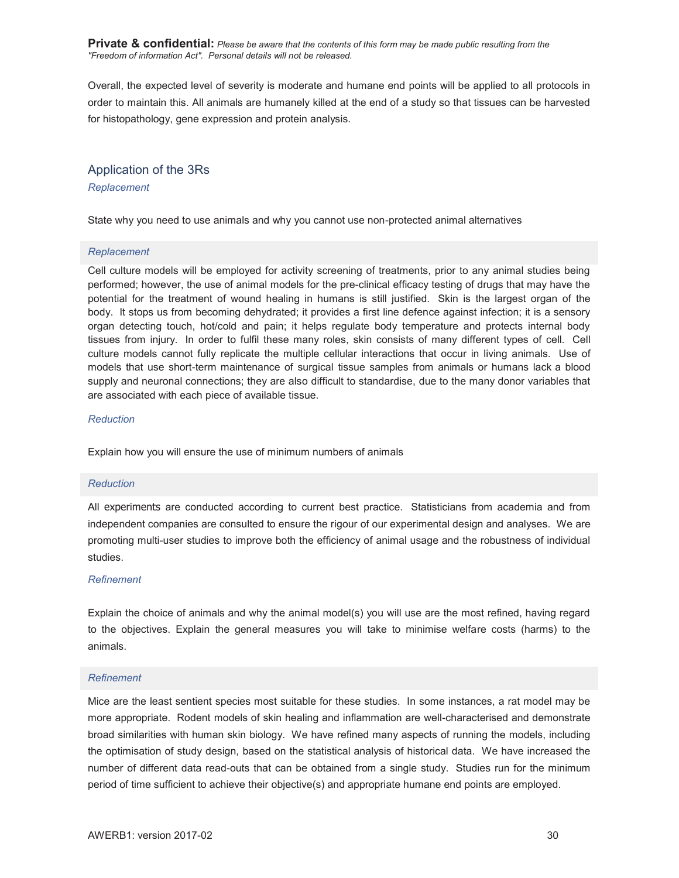**Private & confidential:** *Please be aware that the contents of this form may be made public resulting from the "Freedom of information Act". Personal details will not be released.*

Overall, the expected level of severity is moderate and humane end points will be applied to all protocols in order to maintain this. All animals are humanely killed at the end of a study so that tissues can be harvested for histopathology, gene expression and protein analysis.

## Application of the 3Rs

*Replacement*

State why you need to use animals and why you cannot use non-protected animal alternatives

*Replacement*

Cell culture models will be employed for activity screening of treatments, prior to any animal studies being performed; however, the use of animal models for the pre-clinical efficacy testing of drugs that may have the potential for the treatment of wound healing in humans is still justified. Skin is the largest organ of the body. It stops us from becoming dehydrated; it provides a first line defence against infection; it is a sensory organ detecting touch, hot/cold and pain; it helps regulate body temperature and protects internal body tissues from injury. In order to fulfil these many roles, skin consists of many different types of cell. Cell culture models cannot fully replicate the multiple cellular interactions that occur in living animals. Use of models that use short-term maintenance of surgical tissue samples from animals or humans lack a blood supply and neuronal connections; they are also difficult to standardise, due to the many donor variables that are associated with each piece of available tissue.

*Reduction*

Explain how you will ensure the use of minimum numbers of animals

*Reduction*

All experiments are conducted according to current best practice. Statisticians from academia and from independent companies are consulted to ensure the rigour of our experimental design and analyses. We are promoting multi-user studies to improve both the efficiency of animal usage and the robustness of individual studies.

*Refinement*

Explain the choice of animals and why the animal model(s) you will use are the most refined, having regard to the objectives. Explain the general measures you will take to minimise welfare costs (harms) to the animals.

*Refinement*

Mice are the least sentient species most suitable for these studies. In some instances, a rat model may be more appropriate. Rodent models of skin healing and inflammation are well-characterised and demonstrate broad similarities with human skin biology. We have refined many aspects of running the models, including the optimisation of study design, based on the statistical analysis of historical data. We have increased the number of different data read-outs that can be obtained from a single study. Studies run for the minimum period of time sufficient to achieve their objective(s) and appropriate humane end points are employed.